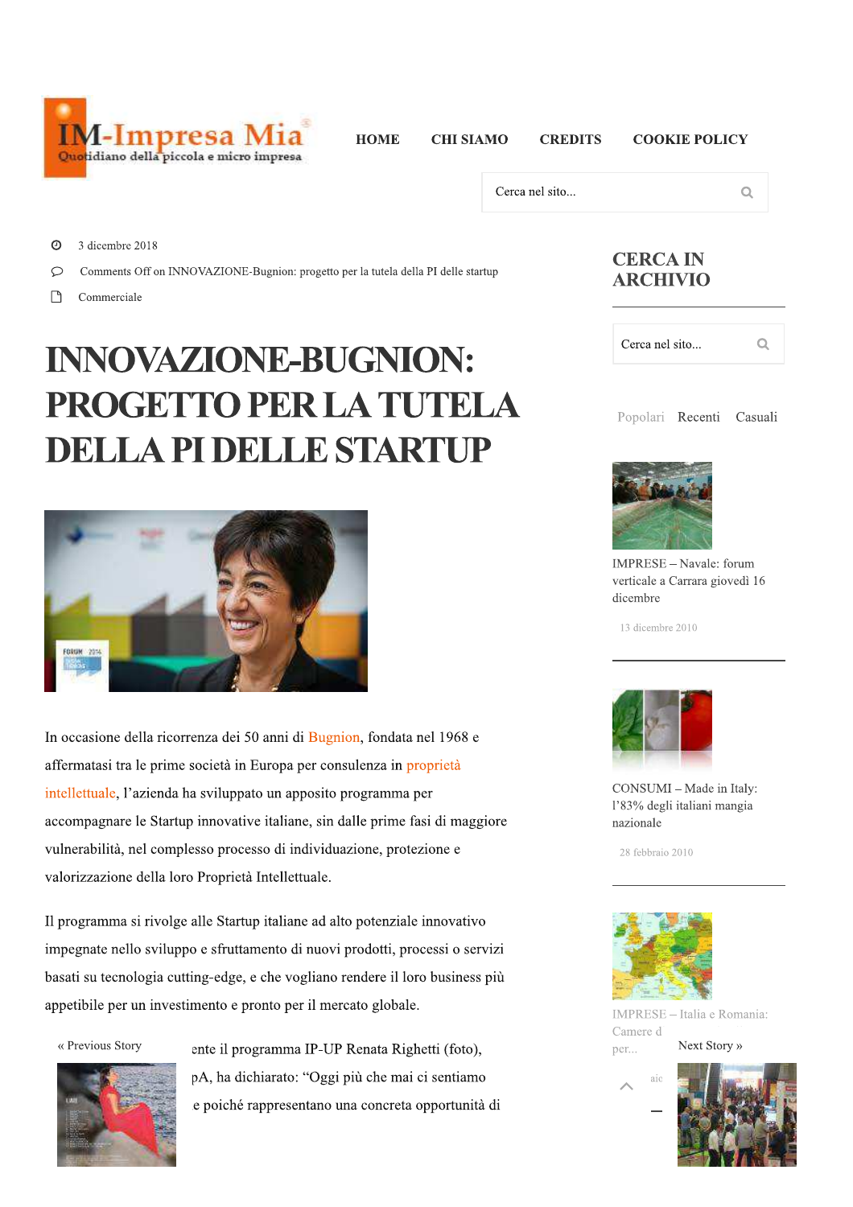3 dicembre 2018

Comments Off on INNOVAZIONE-Bugnion: progetto per la tutela della PI delle startup

Commerciale

# INNOVAZIONE-BUGNION: PROGETTO PER LA TUTELA DELLA PI DELLE STARTUP

In occasione della ricorrenza dei 50 anni di Bugnion, fondata nel 1968 e affermatasi tra le prime società in Europa per consulenza in proprietà intellettuale, l'azienda ha sviluppato un apposito programma per accompagnare le Startup innovative italiane, sin dalle prime fasi di maggiore vulnerabilità, nel complesso processo di individuazione, protezione e valorizzazione della loro Proprietà Intellettuale.

Il programma si rivolge alle Startup italiane ad alto potenziale innovativo impegnate nello sviluppo e sfruttamento di nuovi prodotti, processi o servizi basati su tecnologia cutting-edge, e che vogliano rendere il loro business più appetibile per un investimento e pronto per il mercato globale.

ente il programma IP-UP Renata Righetti (foto), pA, ha dichiarato: "Oggi più che mai ci sentiamo e poiché rappresentano una concreta opportunità di

« Previous Story

Next Story »

## CERCA IN ARCHIVIO

Popolari Recenti Casuali

IMPRESE – Navale: forum verticale a Carrara giovedì 16 dicembre

13 dicembre 2010

CONSUMI – Made in Italy: l'83% degli italiani mangia nazionale

28 febbraio 2010

IMPRESE – Italia e Romania: Camere d per...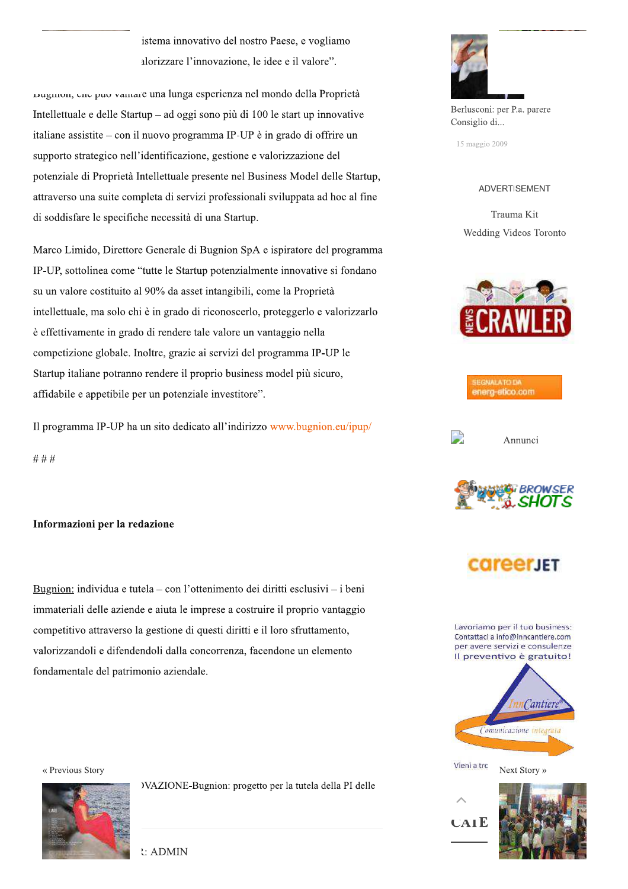istema innovativo del nostro Paese, e vogliamo

alorizzare l'innovazione, le idee e il valore".

Bugnion, che può vantare una lunga esperienza nel mondo della Proprietà Intellettuale e delle Startup – ad oggi sono più di 100 le start up innovative italiane assistite – con il nuovo programma IP-UP è in grado di offrire un supporto strategico nell'identificazione, gestione e valorizzazione del potenziale di Proprietà Intellettuale presente nel Business Model delle Startup, attraverso una suite completa di servizi professionali sviluppata ad hoc al fine di soddisfare le specifiche necessità di una Startup.

Marco Limido, Direttore Generale di Bugnion SpA e ispiratore del programma IP-UP, sottolinea come "tutte le Startup potenzialmente innovative si fondano su un valore costituito al 90% da asset intangibili, come la Proprietà intellettuale, ma solo chi è in grado di riconoscerlo, proteggerlo e valorizzarlo è effettivamente in grado di rendere tale valore un vantaggio nella competizione globale. Inoltre, grazie ai servizi del programma IP-UP le Startup italiane potranno rendere il proprio business model più sicuro, affidabile e appetibile per un potenziale investitore".

Il programma IP-UP ha un sito dedicato all'indirizzo www.bugnion.eu/ipup/

# # #

**Informazioni per la redazione**

Bugnion: individua e tutela – con l'ottenimento dei diritti esclusivi – i beni immateriali delle aziende e aiuta le imprese a costruire il proprio vantaggio competitivo attraverso la gestione di questi diritti e il loro sfruttamento, valorizzandoli e difendendoli dalla concorrenza, facendone un elemento fondamentale del patrimonio aziendale.

« Previous Story

)VAZIONE-Bugnion: progetto per la tutela della PI delle

: ADMIN

Next Story »

Berlusconi: per P.a. parere Consiglio di...

15 maggio 2009

ADVERTISEMENT

Trauma Kit

Wedding Videos Toronto

SEGNALATO DA energ-etico.com

Annunci

Lavoriamo per il tuo business: Contattaci a info@inncantiere.com per avere servizi e consulenze Il preventivo è gratuito!

InnCantiere Comunicazione integrata

Vieni a tro

CATE